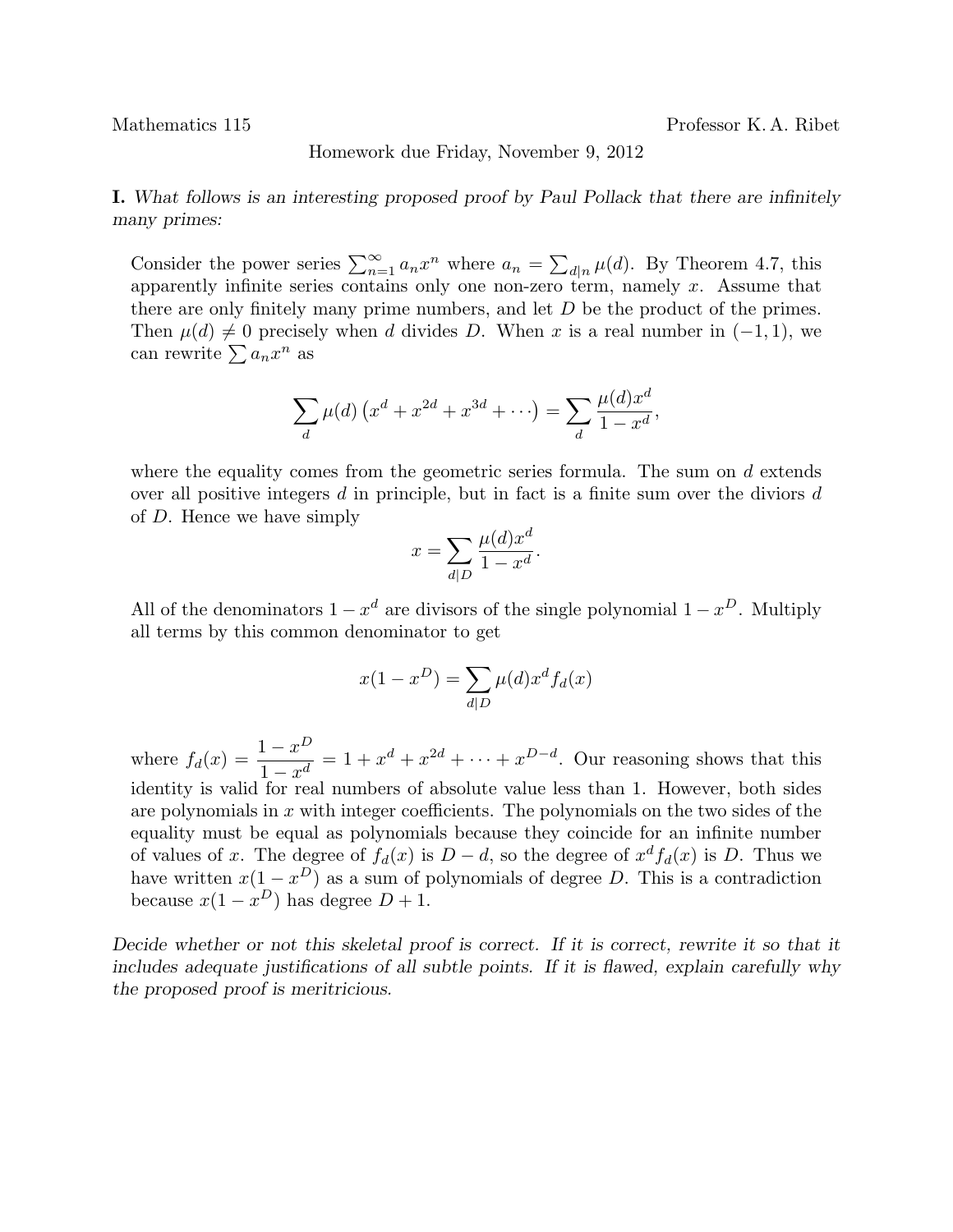Mathematics 115 Professor K. A. Ribet

Homework due Friday, November 9, 2012

**I.** *What follows is an interesting proposed proof by Paul Pollack that there are infinitely many primes:*

Consider the power series $\sum_{n=1}^{\infty} a_n x^n$ where $a_n = \sum_{d|n} \mu(d)$. By Theorem 4.7, this apparently infinite series contains only one non-zero term, namely $x$. Assume that there are only finitely many prime numbers, and let $D$ be the product of the primes. Then $\mu(d) \neq 0$ precisely when $d$ divides $D$. When $x$ is a real number in $(-1, 1)$, we can rewrite $\sum a_n x^n$ as

$$\sum_d \mu(d) \left(x^d + x^{2d} + x^{3d} + \cdots\right) = \sum_d \frac{\mu(d) x^d}{1 - x^d},$$

where the equality comes from the geometric series formula. The sum on $d$ extends over all positive integers $d$ in principle, but in fact is a finite sum over the diviors $d$ of $D$. Hence we have simply

$$x = \sum_{d|D} \frac{\mu(d) x^d}{1 - x^d}.$$

All of the denominators $1 - x^d$ are divisors of the single polynomial $1 - x^D$. Multiply all terms by this common denominator to get

$$x(1 - x^D) = \sum_{d|D} \mu(d) x^d f_d(x)$$

where $f_d(x) = \dfrac{1 - x^D}{1 - x^d} = 1 + x^d + x^{2d} + \cdots + x^{D-d}$. Our reasoning shows that this identity is valid for real numbers of absolute value less than 1. However, both sides are polynomials in $x$ with integer coefficients. The polynomials on the two sides of the equality must be equal as polynomials because they coincide for an infinite number of values of $x$. The degree of $f_d(x)$ is $D - d$, so the degree of $x^d f_d(x)$ is $D$. Thus we have written $x(1 - x^D)$ as a sum of polynomials of degree $D$. This is a contradiction because $x(1 - x^D)$ has degree $D + 1$.

*Decide whether or not this skeletal proof is correct. If it is correct, rewrite it so that it includes adequate justifications of all subtle points. If it is flawed, explain carefully why the proposed proof is meritricious.*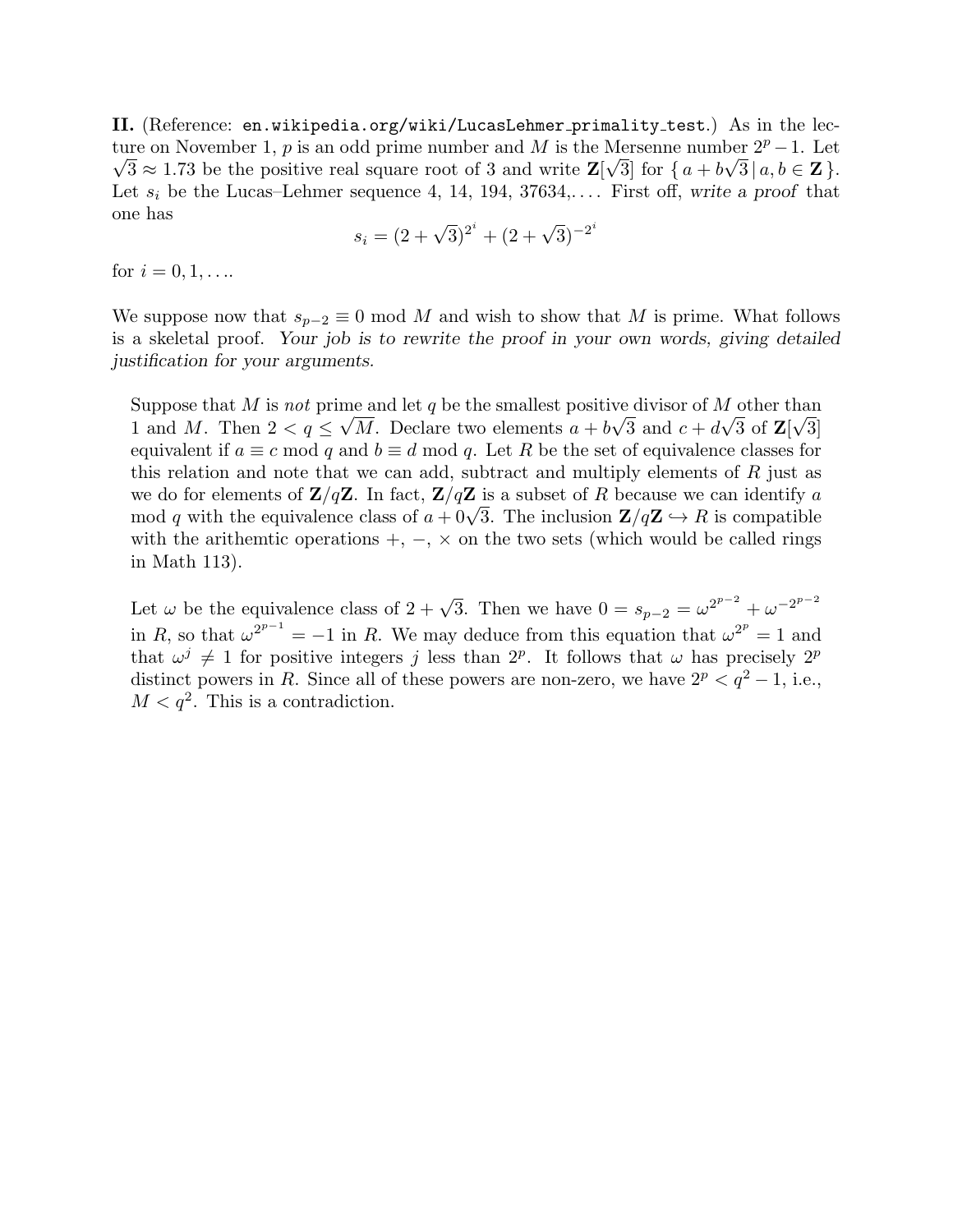**II.** (Reference: `en.wikipedia.org/wiki/LucasLehmer_primality_test`.) As in the lecture on November 1, $p$ is an odd prime number and $M$ is the Mersenne number $2^p - 1$. Let $\sqrt{3} \approx 1.73$ be the positive real square root of 3 and write $\mathbf{Z}[\sqrt{3}]$ for $\{ a + b\sqrt{3} \mid a, b \in \mathbf{Z} \}$. Let $s_i$ be the Lucas–Lehmer sequence 4, 14, 194, 37634,.... First off, *write a proof* that one has

$$s_i = (2 + \sqrt{3})^{2^i} + (2 + \sqrt{3})^{-2^i}$$

for $i = 0, 1, \ldots$.

We suppose now that $s_{p-2} \equiv 0 \bmod M$ and wish to show that $M$ is prime. What follows is a skeletal proof. *Your job is to rewrite the proof in your own words, giving detailed justification for your arguments.*

> Suppose that $M$ is *not* prime and let $q$ be the smallest positive divisor of $M$ other than 1 and $M$. Then $2 < q \leq \sqrt{M}$. Declare two elements $a + b\sqrt{3}$ and $c + d\sqrt{3}$ of $\mathbf{Z}[\sqrt{3}]$ equivalent if $a \equiv c \bmod q$ and $b \equiv d \bmod q$. Let $R$ be the set of equivalence classes for this relation and note that we can add, subtract and multiply elements of $R$ just as we do for elements of $\mathbf{Z}/q\mathbf{Z}$. In fact, $\mathbf{Z}/q\mathbf{Z}$ is a subset of $R$ because we can identify $a$ mod $q$ with the equivalence class of $a + 0\sqrt{3}$. The inclusion $\mathbf{Z}/q\mathbf{Z} \hookrightarrow R$ is compatible with the arithemtic operations $+$, $-$, $\times$ on the two sets (which would be called rings in Math 113).
>
> Let $\omega$ be the equivalence class of $2 + \sqrt{3}$. Then we have $0 = s_{p-2} = \omega^{2^{p-2}} + \omega^{-2^{p-2}}$ in $R$, so that $\omega^{2^{p-1}} = -1$ in $R$. We may deduce from this equation that $\omega^{2^p} = 1$ and that $\omega^j \neq 1$ for positive integers $j$ less than $2^p$. It follows that $\omega$ has precisely $2^p$ distinct powers in $R$. Since all of these powers are non-zero, we have $2^p < q^2 - 1$, i.e., $M < q^2$. This is a contradiction.